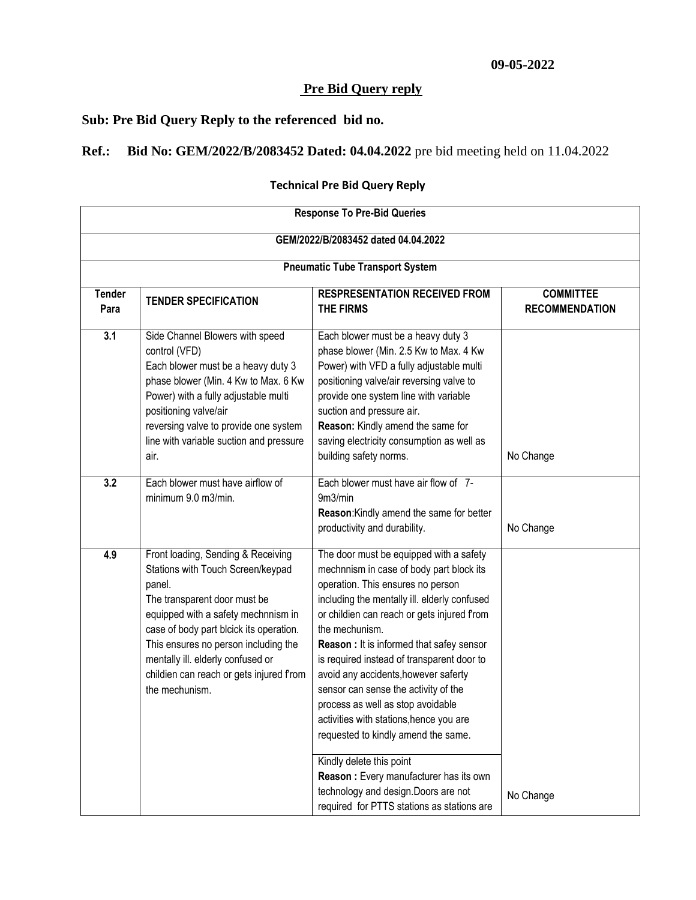**09-05-2022**

# Pre Bid Query reply

## Sub: Pre Bid Query Reply to the referenced bid no.

**Ref.: Bid No: GEM/2022/B/2083452 Dated: 04.04.2022** pre bid meeting held on 11.04.2022

### Technical Pre Bid Query Reply

| Response To Pre-Bid Queries | | | |
|---|---|---|---|
| GEM/2022/B/2083452 dated 04.04.2022 | | | |
| Pneumatic Tube Transport System | | | |
| **Tender Para** | **TENDER SPECIFICATION** | **RESPRESENTATION RECEIVED FROM THE FIRMS** | **COMMITTEE RECOMMENDATION** |
| 3.1 | Side Channel Blowers with speed control (VFD) Each blower must be a heavy duty 3 phase blower (Min. 4 Kw to Max. 6 Kw Power) with a fully adjustable multi positioning valve/air reversing valve to provide one system line with variable suction and pressure air. | Each blower must be a heavy duty 3 phase blower (Min. 2.5 Kw to Max. 4 Kw Power) with VFD a fully adjustable multi positioning valve/air reversing valve to provide one system line with variable suction and pressure air. **Reason:** Kindly amend the same for saving electricity consumption as well as building safety norms. | No Change |
| 3.2 | Each blower must have airflow of minimum 9.0 m3/min. | Each blower must have air flow of 7-9m3/min **Reason**:Kindly amend the same for better productivity and durability. | No Change |
| 4.9 | Front loading, Sending & Receiving Stations with Touch Screen/keypad panel. The transparent door must be equipped with a safety mechnnism in case of body part blcick its operation. This ensures no person including the mentally ill. elderly confused or childien can reach or gets injured f'rom the mechunism. | The door must be equipped with a safety mechnnism in case of body part block its operation. This ensures no person including the mentally ill. elderly confused or childien can reach or gets injured f'rom the mechunism. **Reason :** It is informed that safey sensor is required instead of transparent door to avoid any accidents,however saferty sensor can sense the activity of the process as well as stop avoidable activities with stations,hence you are requested to kindly amend the same. | |
| | | Kindly delete this point **Reason :** Every manufacturer has its own technology and design.Doors are not required for PTTS stations as stations are | No Change |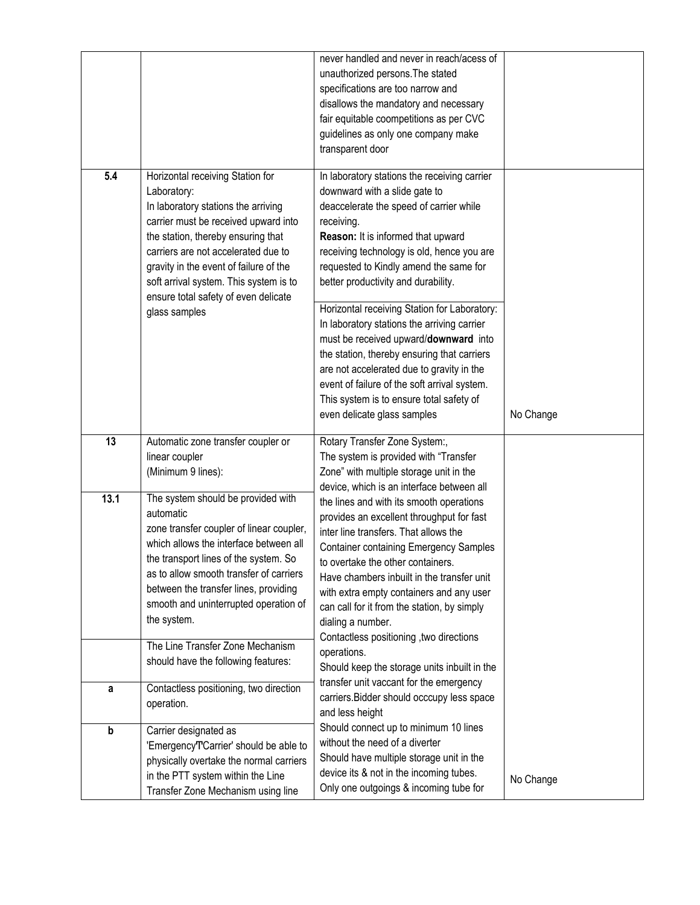| | | | |
|---|---|---|---|
| | | never handled and never in reach/acess of unauthorized persons.The stated specifications are too narrow and disallows the mandatory and necessary fair equitable coompetitions as per CVC guidelines as only one company make transparent door | |
| 5.4 | Horizontal receiving Station for Laboratory:<br>In laboratory stations the arriving carrier must be received upward into the station, thereby ensuring that carriers are not accelerated due to gravity in the event of failure of the soft arrival system. This system is to ensure total safety of even delicate glass samples | In laboratory stations the receiving carrier downward with a slide gate to deaccelerate the speed of carrier while receiving.<br>**Reason:** It is informed that upward receiving technology is old, hence you are requested to Kindly amend the same for better productivity and durability.<br><br>Horizontal receiving Station for Laboratory:<br>In laboratory stations the arriving carrier must be received upward/**downward** into the station, thereby ensuring that carriers are not accelerated due to gravity in the event of failure of the soft arrival system. This system is to ensure total safety of even delicate glass samples | No Change |
| 13 | Automatic zone transfer coupler or linear coupler<br>(Minimum 9 lines): | Rotary Transfer Zone System:,<br>The system is provided with "Transfer Zone" with multiple storage unit in the device, which is an interface between all the lines and with its smooth operations provides an excellent throughput for fast inter line transfers. That allows the Container containing Emergency Samples to overtake the other containers.<br>Have chambers inbuilt in the transfer unit with extra empty containers and any user can call for it from the station, by simply dialing a number.<br>Contactless positioning ,two directions operations.<br>Should keep the storage units inbuilt in the transfer unit vaccant for the emergency carriers.Bidder should occcupy less space and less height<br>Should connect up to minimum 10 lines without the need of a diverter<br>Should have multiple storage unit in the device its & not in the incoming tubes.<br>Only one outgoings & incoming tube for | No Change |
| 13.1 | The system should be provided with automatic<br>zone transfer coupler of linear coupler, which allows the interface between all the transport lines of the system. So as to allow smooth transfer of carriers between the transfer lines, providing smooth and uninterrupted operation of the system. | | |
| | The Line Transfer Zone Mechanism should have the following features: | | |
| a | Contactless positioning, two direction operation. | | |
| b | Carrier designated as 'Emergency'T'Carrier' should be able to physically overtake the normal carriers in the PTT system within the Line Transfer Zone Mechanism using line | | |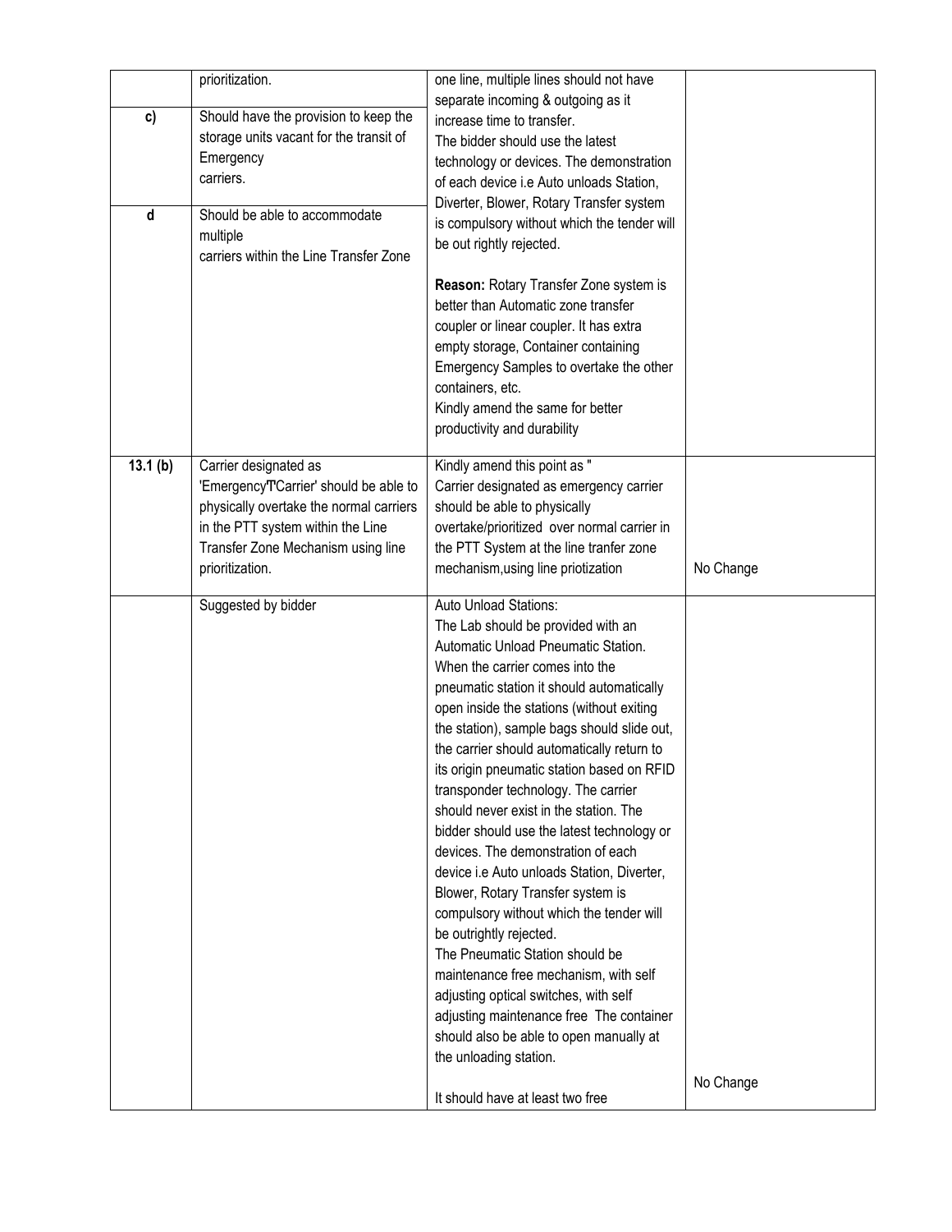| | | | |
|---|---|---|---|
| | prioritization. | one line, multiple lines should not have separate incoming & outgoing as it increase time to transfer.<br>The bidder should use the latest technology or devices. The demonstration of each device i.e Auto unloads Station, Diverter, Blower, Rotary Transfer system is compulsory without which the tender will be out rightly rejected.<br><br>**Reason:** Rotary Transfer Zone system is better than Automatic zone transfer coupler or linear coupler. It has extra empty storage, Container containing Emergency Samples to overtake the other containers, etc.<br>Kindly amend the same for better productivity and durability | |
| **c)** | Should have the provision to keep the storage units vacant for the transit of Emergency carriers. | | |
| **d** | Should be able to accommodate multiple carriers within the Line Transfer Zone | | |
| **13.1 (b)** | Carrier designated as 'Emergency'T'Carrier' should be able to physically overtake the normal carriers in the PTT system within the Line Transfer Zone Mechanism using line prioritization. | Kindly amend this point as " Carrier designated as emergency carrier should be able to physically overtake/prioritized over normal carrier in the PTT System at the line tranfer zone mechanism,using line priotization | No Change |
| | Suggested by bidder | Auto Unload Stations:<br>The Lab should be provided with an Automatic Unload Pneumatic Station. When the carrier comes into the pneumatic station it should automatically open inside the stations (without exiting the station), sample bags should slide out, the carrier should automatically return to its origin pneumatic station based on RFID transponder technology. The carrier should never exist in the station. The bidder should use the latest technology or devices. The demonstration of each device i.e Auto unloads Station, Diverter, Blower, Rotary Transfer system is compulsory without which the tender will be outrightly rejected.<br>The Pneumatic Station should be maintenance free mechanism, with self adjusting optical switches, with self adjusting maintenance free The container should also be able to open manually at the unloading station.<br><br>It should have at least two free | No Change |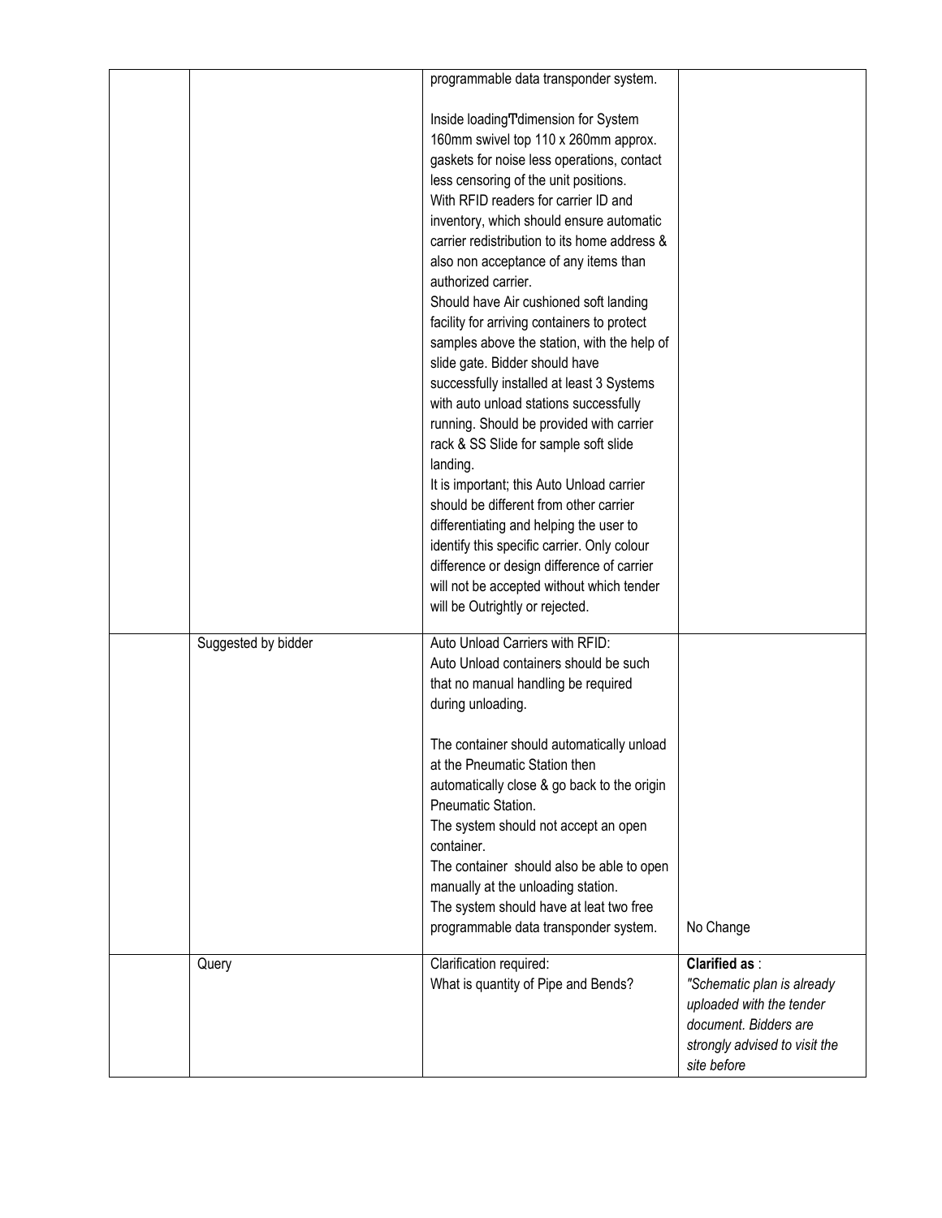| | | | |
|---|---|---|---|
| | | programmable data transponder system.<br><br>Inside loading'T'dimension for System 160mm swivel top 110 x 260mm approx. gaskets for noise less operations, contact less censoring of the unit positions.<br>With RFID readers for carrier ID and inventory, which should ensure automatic carrier redistribution to its home address & also non acceptance of any items than authorized carrier.<br>Should have Air cushioned soft landing facility for arriving containers to protect samples above the station, with the help of slide gate. Bidder should have successfully installed at least 3 Systems with auto unload stations successfully running. Should be provided with carrier rack & SS Slide for sample soft slide landing.<br>It is important; this Auto Unload carrier should be different from other carrier differentiating and helping the user to identify this specific carrier. Only colour difference or design difference of carrier will not be accepted without which tender will be Outrightly or rejected. | |
| | Suggested by bidder | Auto Unload Carriers with RFID:<br>Auto Unload containers should be such that no manual handling be required during unloading.<br><br>The container should automatically unload at the Pneumatic Station then automatically close & go back to the origin Pneumatic Station.<br>The system should not accept an open container.<br>The container should also be able to open manually at the unloading station.<br>The system should have at leat two free programmable data transponder system. | No Change |
| | Query | Clarification required:<br>What is quantity of Pipe and Bends? | **Clarified as** :<br>*"Schematic plan is already uploaded with the tender document. Bidders are strongly advised to visit the site before* |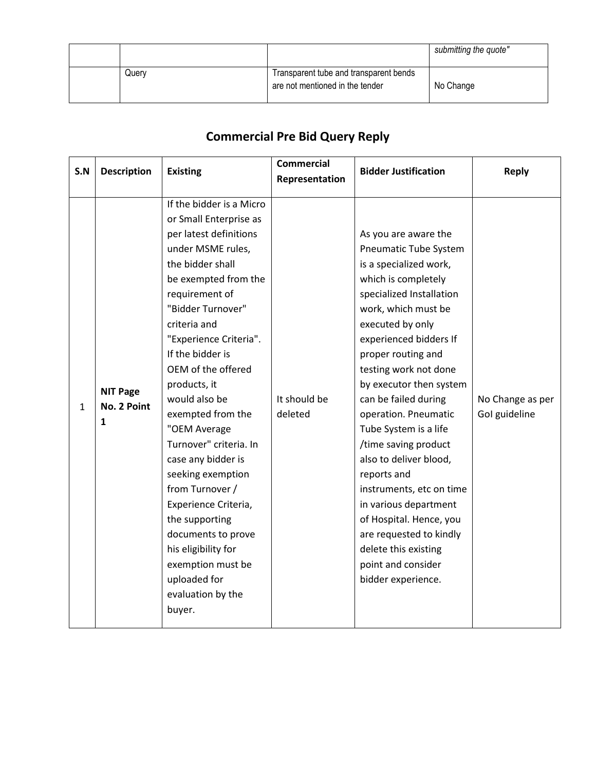|  |  |  | *submitting the quote"* |
|---|---|---|---|
|  | Query | Transparent tube and transparent bends are not mentioned in the tender | No Change |

## Commercial Pre Bid Query Reply

| S.N | Description | Existing | Commercial Representation | Bidder Justification | Reply |
|---|---|---|---|---|---|
| 1 | **NIT Page No. 2 Point 1** | If the bidder is a Micro or Small Enterprise as per latest definitions under MSME rules, the bidder shall be exempted from the requirement of "Bidder Turnover" criteria and "Experience Criteria". If the bidder is OEM of the offered products, it would also be exempted from the "OEM Average Turnover" criteria. In case any bidder is seeking exemption from Turnover / Experience Criteria, the supporting documents to prove his eligibility for exemption must be uploaded for evaluation by the buyer. | It should be deleted | As you are aware the Pneumatic Tube System is a specialized work, which is completely specialized Installation work, which must be executed by only experienced bidders If proper routing and testing work not done by executor then system can be failed during operation. Pneumatic Tube System is a life /time saving product also to deliver blood, reports and instruments, etc on time in various department of Hospital. Hence, you are requested to kindly delete this existing point and consider bidder experience. | No Change as per GoI guideline |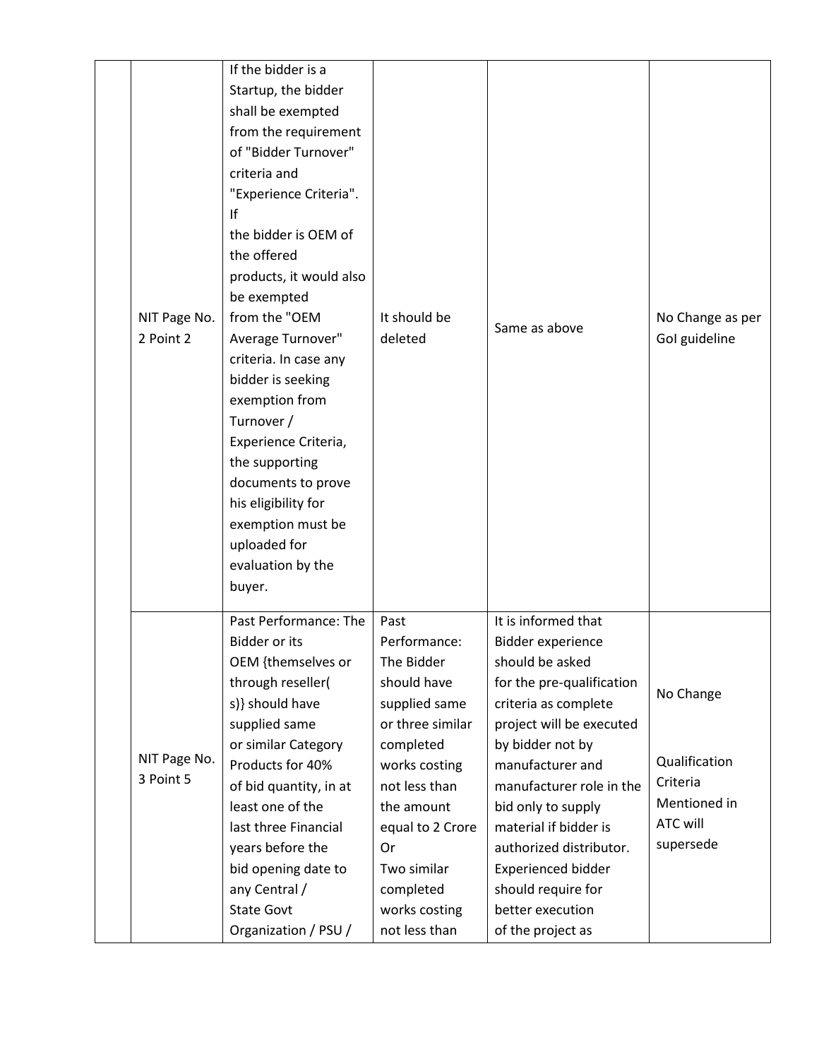|  |  |  |  |  |  |
|---|---|---|---|---|---|
|  | NIT Page No. 2 Point 2 | If the bidder is a Startup, the bidder shall be exempted from the requirement of "Bidder Turnover" criteria and "Experience Criteria". If the bidder is OEM of the offered products, it would also be exempted from the "OEM Average Turnover" criteria. In case any bidder is seeking exemption from Turnover / Experience Criteria, the supporting documents to prove his eligibility for exemption must be uploaded for evaluation by the buyer. | It should be deleted | Same as above | No Change as per GoI guideline |
|  | NIT Page No. 3 Point 5 | Past Performance: The Bidder or its OEM {themselves or through reseller( s)} should have supplied same or similar Category Products for 40% of bid quantity, in at least one of the last three Financial years before the bid opening date to any Central / State Govt Organization / PSU / | Past Performance: The Bidder should have supplied same or three similar completed works costing not less than the amount equal to 2 Crore Or Two similar completed works costing not less than | It is informed that Bidder experience should be asked for the pre-qualification criteria as complete project will be executed by bidder not by manufacturer and manufacturer role in the bid only to supply material if bidder is authorized distributor. Experienced bidder should require for better execution of the project as | No Change<br><br>Qualification Criteria Mentioned in ATC will supersede |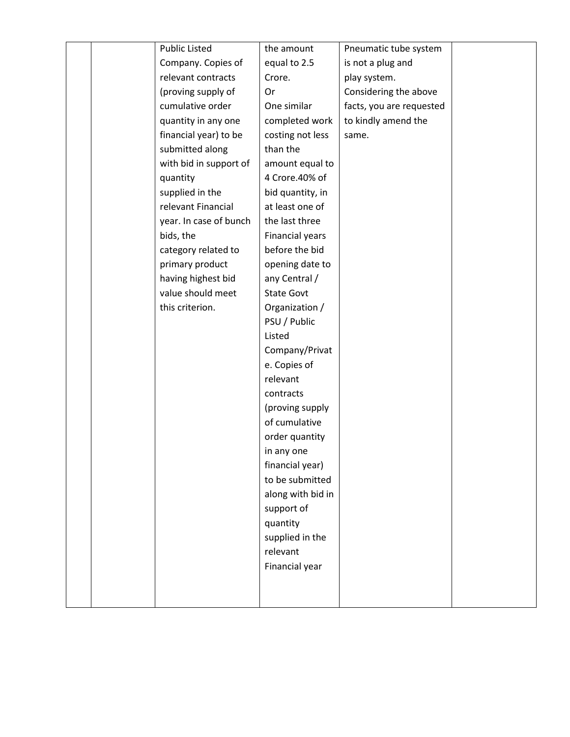| | | | | | |
|---|---|---|---|---|---|
| | | Public Listed Company. Copies of relevant contracts (proving supply of cumulative order quantity in any one financial year) to be submitted along with bid in support of quantity supplied in the relevant Financial year. In case of bunch bids, the category related to primary product having highest bid value should meet this criterion. | the amount equal to 2.5 Crore. Or One similar completed work costing not less than the amount equal to 4 Crore.40% of bid quantity, in at least one of the last three Financial years before the bid opening date to any Central / State Govt Organization / PSU / Public Listed Company/Private. Copies of relevant contracts (proving supply of cumulative order quantity in any one financial year) to be submitted along with bid in support of quantity supplied in the relevant Financial year | Pneumatic tube system is not a plug and play system. Considering the above facts, you are requested to kindly amend the same. | |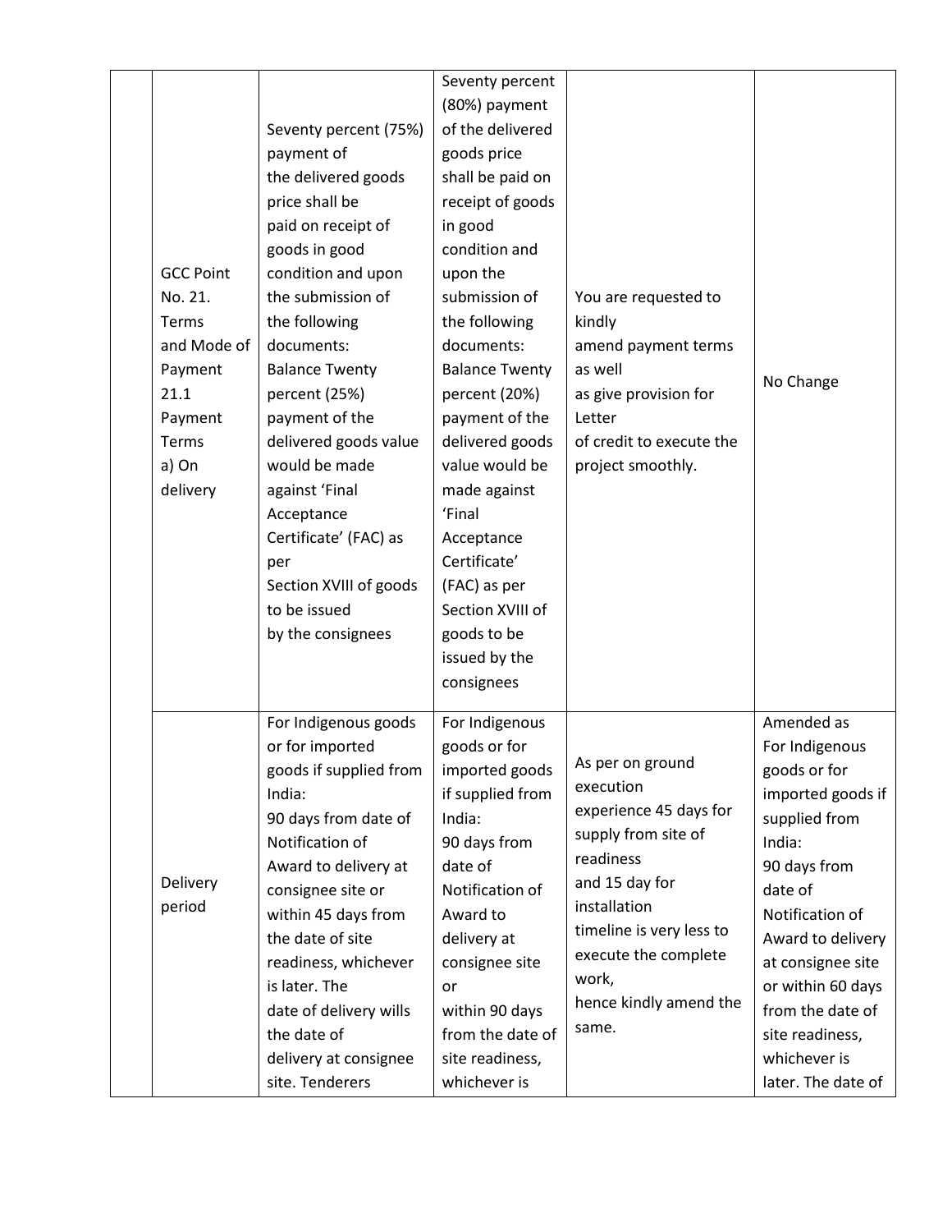| | | | | | |
|---|---|---|---|---|---|
| | GCC Point No. 21. Terms and Mode of Payment 21.1 Payment Terms a) On delivery | Seventy percent (75%) payment of the delivered goods price shall be paid on receipt of goods in good condition and upon the submission of the following documents: Balance Twenty percent (25%) payment of the delivered goods value would be made against 'Final Acceptance Certificate' (FAC) as per Section XVIII of goods to be issued by the consignees | Seventy percent (80%) payment of the delivered goods price shall be paid on receipt of goods in good condition and upon the submission of the following documents: Balance Twenty percent (20%) payment of the delivered goods value would be made against 'Final Acceptance Certificate' (FAC) as per Section XVIII of goods to be issued by the consignees | You are requested to kindly amend payment terms as well as give provision for Letter of credit to execute the project smoothly. | No Change |
| | Delivery period | For Indigenous goods or for imported goods if supplied from India: 90 days from date of Notification of Award to delivery at consignee site or within 45 days from the date of site readiness, whichever is later. The date of delivery wills the date of delivery at consignee site. Tenderers | For Indigenous goods or for imported goods if supplied from India: 90 days from date of Notification of Award to delivery at consignee site or within 90 days from the date of site readiness, whichever is | As per on ground execution experience 45 days for supply from site of readiness and 15 day for installation timeline is very less to execute the complete work, hence kindly amend the same. | Amended as For Indigenous goods or for imported goods if supplied from India: 90 days from date of Notification of Award to delivery at consignee site or within 60 days from the date of site readiness, whichever is later. The date of |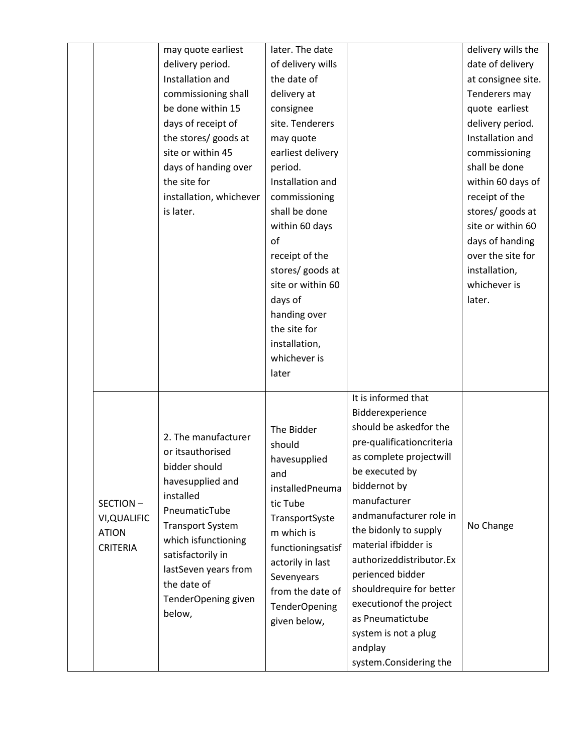| | | | | | |
|---|---|---|---|---|---|
| | | may quote earliest delivery period. Installation and commissioning shall be done within 15 days of receipt of the stores/ goods at site or within 45 days of handing over the site for installation, whichever is later. | later. The date of delivery wills the date of delivery at consignee site. Tenderers may quote earliest delivery period. Installation and commissioning shall be done within 60 days of receipt of the stores/ goods at site or within 60 days of handing over the site for installation, whichever is later | | delivery wills the date of delivery at consignee site. Tenderers may quote earliest delivery period. Installation and commissioning shall be done within 60 days of receipt of the stores/ goods at site or within 60 days of handing over the site for installation, whichever is later. |
| | SECTION – VI,QUALIFICATION CRITERIA | 2. The manufacturer or itsauthorised bidder should havesupplied and installed PneumaticTube Transport System which isfunctioning satisfactorily in lastSeven years from the date of TenderOpening given below, | The Bidder should havesupplied and installedPneumatic Tube TransportSystem which is functioningsatisfactorily in last Sevenyears from the date of TenderOpening given below, | It is informed that Bidderexperience should be askedfor the pre-qualificationcriteria as complete projectwill be executed by biddernot by manufacturer andmanufacturer role in the bidonly to supply material ifbidder is authorizeddistributor.Experienced bidder shouldrequire for better executionof the project as Pneumatictube system is not a plug andplay system.Considering the | No Change |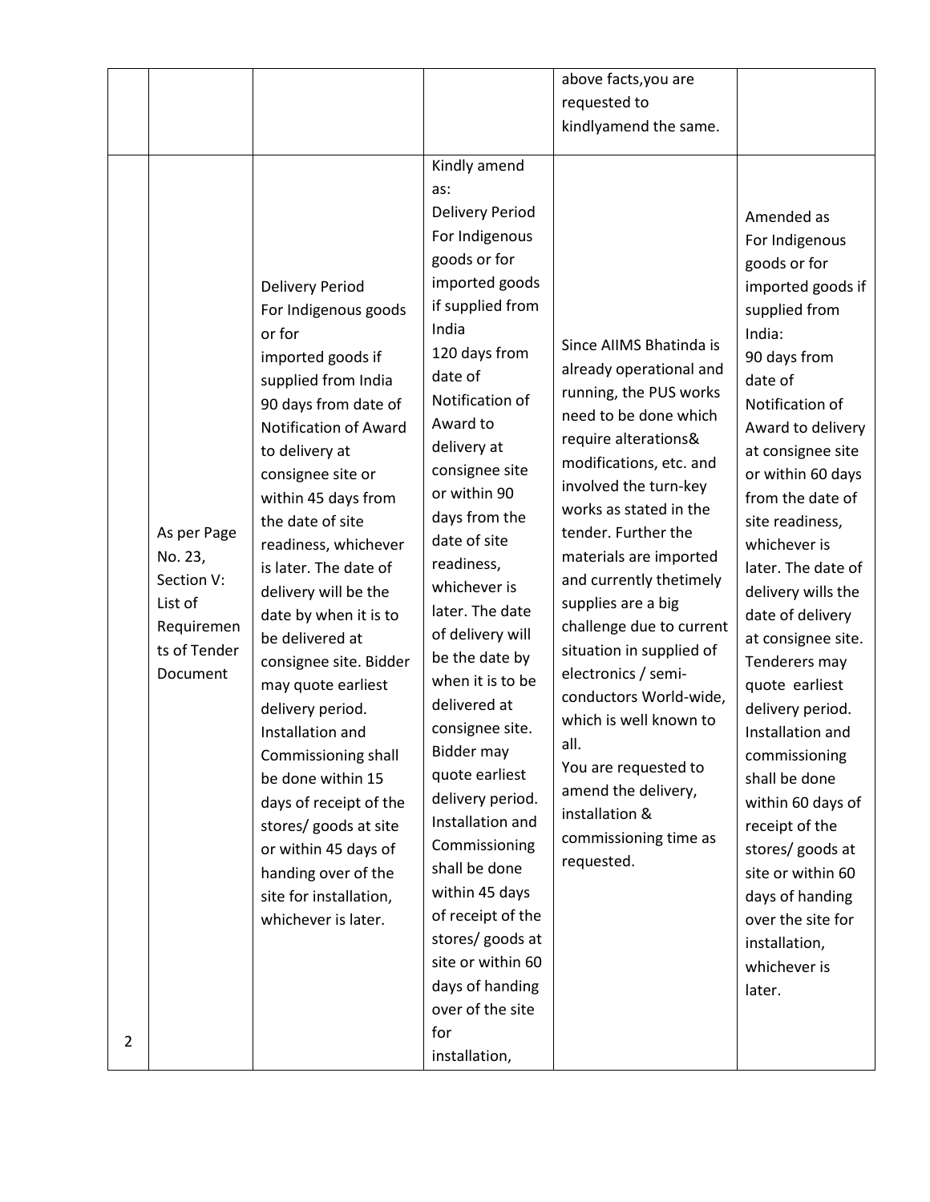|  |  |  |  | above facts,you are requested to kindlyamend the same. |  |
|---|---|---|---|---|---|
| 2 | As per Page No. 23, Section V: List of Requirements of Tender Document | Delivery Period For Indigenous goods or for imported goods if supplied from India 90 days from date of Notification of Award to delivery at consignee site or within 45 days from the date of site readiness, whichever is later. The date of delivery will be the date by when it is to be delivered at consignee site. Bidder may quote earliest delivery period. Installation and Commissioning shall be done within 15 days of receipt of the stores/ goods at site or within 45 days of handing over of the site for installation, whichever is later. | Kindly amend as: Delivery Period For Indigenous goods or for imported goods if supplied from India 120 days from date of Notification of Award to delivery at consignee site or within 90 days from the date of site readiness, whichever is later. The date of delivery will be the date by when it is to be delivered at consignee site. Bidder may quote earliest delivery period. Installation and Commissioning shall be done within 45 days of receipt of the stores/ goods at site or within 60 days of handing over of the site for installation, | Since AIIMS Bhatinda is already operational and running, the PUS works need to be done which require alterations& modifications, etc. and involved the turn-key works as stated in the tender. Further the materials are imported and currently thetimely supplies are a big challenge due to current situation in supplied of electronics / semi-conductors World-wide, which is well known to all. You are requested to amend the delivery, installation & commissioning time as requested. | Amended as For Indigenous goods or for imported goods if supplied from India: 90 days from date of Notification of Award to delivery at consignee site or within 60 days from the date of site readiness, whichever is later. The date of delivery wills the date of delivery at consignee site. Tenderers may quote earliest delivery period. Installation and commissioning shall be done within 60 days of receipt of the stores/ goods at site or within 60 days of handing over the site for installation, whichever is later. |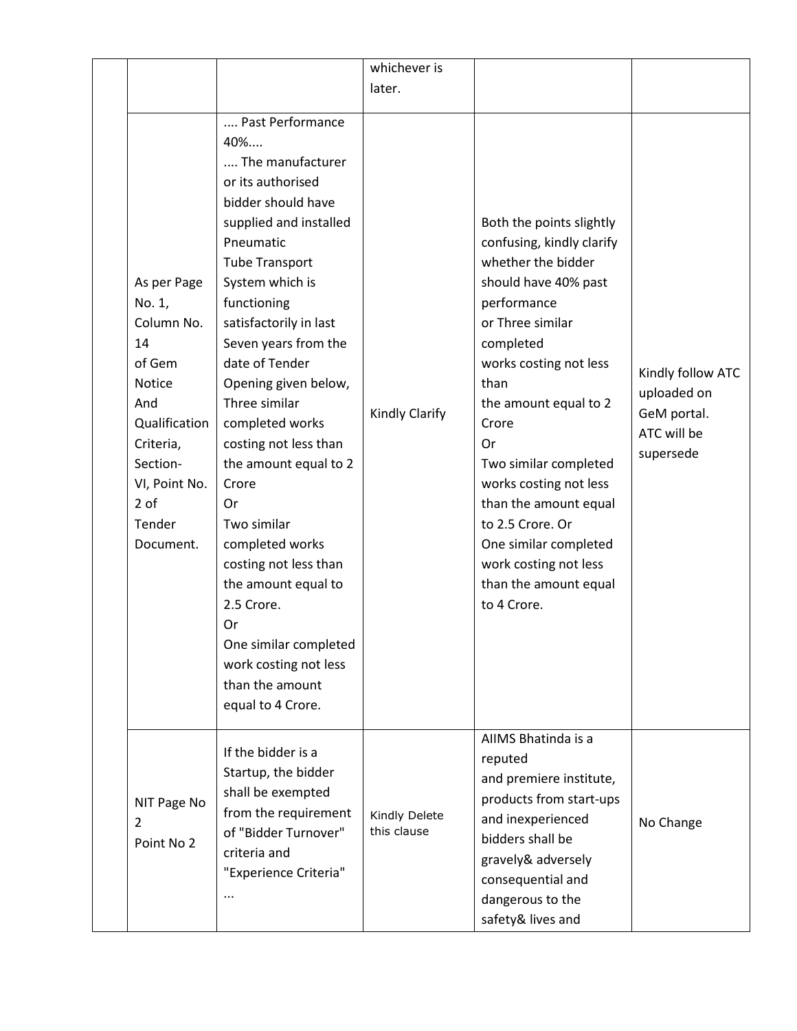| | | | | | |
|---|---|---|---|---|---|
| | | | whichever is later. | | |
| | As per Page No. 1, Column No. 14 of Gem Notice And Qualification Criteria, Section-VI, Point No. 2 of Tender Document. | .... Past Performance 40%.... .... The manufacturer or its authorised bidder should have supplied and installed Pneumatic Tube Transport System which is functioning satisfactorily in last Seven years from the date of Tender Opening given below, Three similar completed works costing not less than the amount equal to 2 Crore Or Two similar completed works costing not less than the amount equal to 2.5 Crore. Or One similar completed work costing not less than the amount equal to 4 Crore. | Kindly Clarify | Both the points slightly confusing, kindly clarify whether the bidder should have 40% past performance or Three similar completed works costing not less than the amount equal to 2 Crore Or Two similar completed works costing not less than the amount equal to 2.5 Crore. Or One similar completed work costing not less than the amount equal to 4 Crore. | Kindly follow ATC uploaded on GeM portal. ATC will be supersede |
| | NIT Page No 2 Point No 2 | If the bidder is a Startup, the bidder shall be exempted from the requirement of "Bidder Turnover" criteria and "Experience Criteria" ... | Kindly Delete this clause | AIIMS Bhatinda is a reputed and premiere institute, products from start-ups and inexperienced bidders shall be gravely& adversely consequential and dangerous to the safety& lives and | No Change |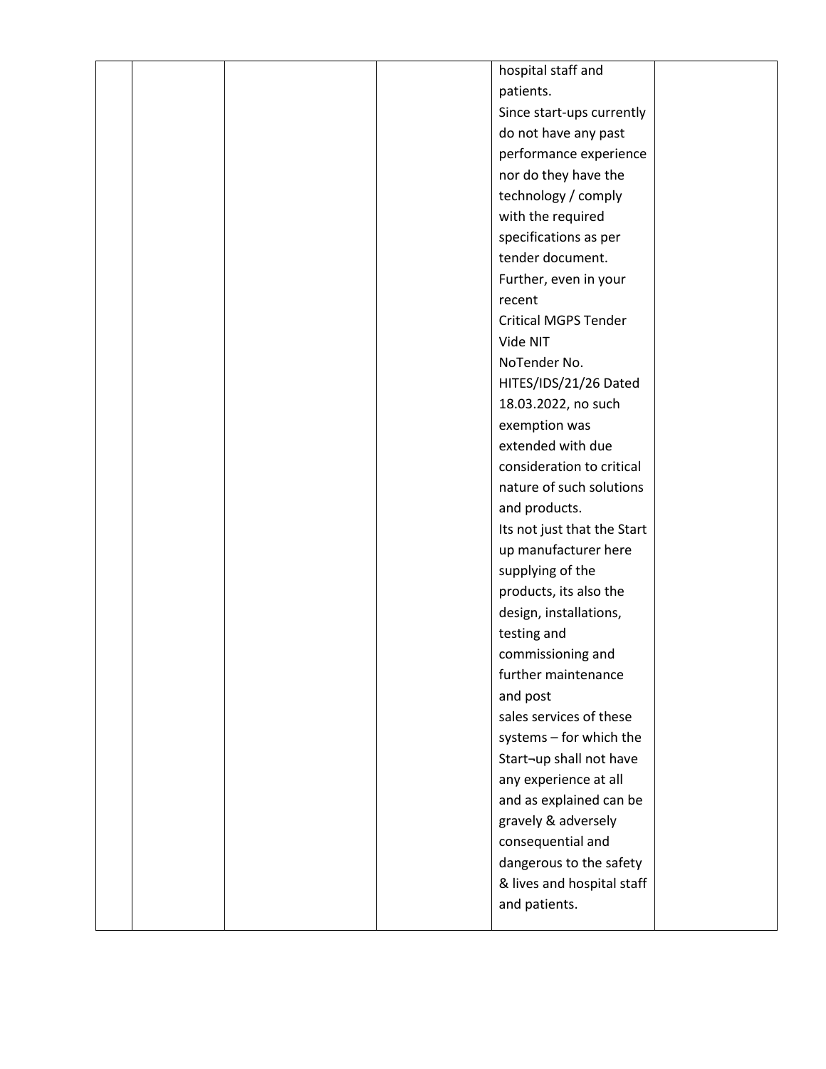|  |  |  |  | hospital staff and patients.<br>Since start-ups currently do not have any past performance experience nor do they have the technology / comply with the required specifications as per tender document.<br>Further, even in your recent Critical MGPS Tender Vide NIT NoTender No. HITES/IDS/21/26 Dated 18.03.2022, no such exemption was extended with due consideration to critical nature of such solutions and products.<br>Its not just that the Start up manufacturer here supplying of the products, its also the design, installations, testing and commissioning and further maintenance and post sales services of these systems – for which the Start¬up shall not have any experience at all and as explained can be gravely & adversely consequential and dangerous to the safety & lives and hospital staff and patients. |  |
|---|---|---|---|---|---|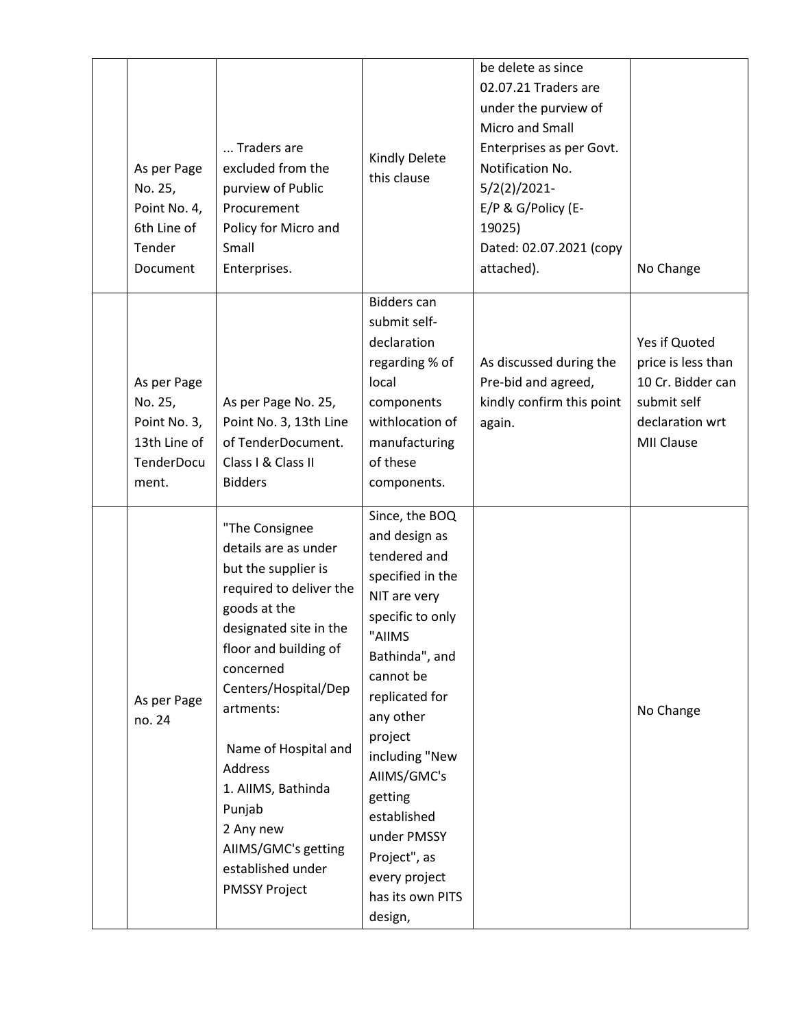| | | | | | |
|---|---|---|---|---|---|
| | As per Page No. 25, Point No. 4, 6th Line of Tender Document | ... Traders are excluded from the purview of Public Procurement Policy for Micro and Small Enterprises. | Kindly Delete this clause | be delete as since 02.07.21 Traders are under the purview of Micro and Small Enterprises as per Govt. Notification No. 5/2(2)/2021- E/P & G/Policy (E-19025) Dated: 02.07.2021 (copy attached). | No Change |
| | As per Page No. 25, Point No. 3, 13th Line of TenderDocument. | As per Page No. 25, Point No. 3, 13th Line of TenderDocument. Class I & Class II Bidders | Bidders can submit self-declaration regarding % of local components withlocation of manufacturing of these components. | As discussed during the Pre-bid and agreed, kindly confirm this point again. | Yes if Quoted price is less than 10 Cr. Bidder can submit self declaration wrt MII Clause |
| | As per Page no. 24 | "The Consignee details are as under but the supplier is required to deliver the goods at the designated site in the floor and building of concerned Centers/Hospital/Departments:<br><br>Name of Hospital and Address<br>1. AIIMS, Bathinda Punjab<br>2 Any new AIIMS/GMC's getting established under PMSSY Project | Since, the BOQ and design as tendered and specified in the NIT are very specific to only "AIIMS Bathinda", and cannot be replicated for any other project including "New AIIMS/GMC's getting established under PMSSY Project", as every project has its own PITS design, | | No Change |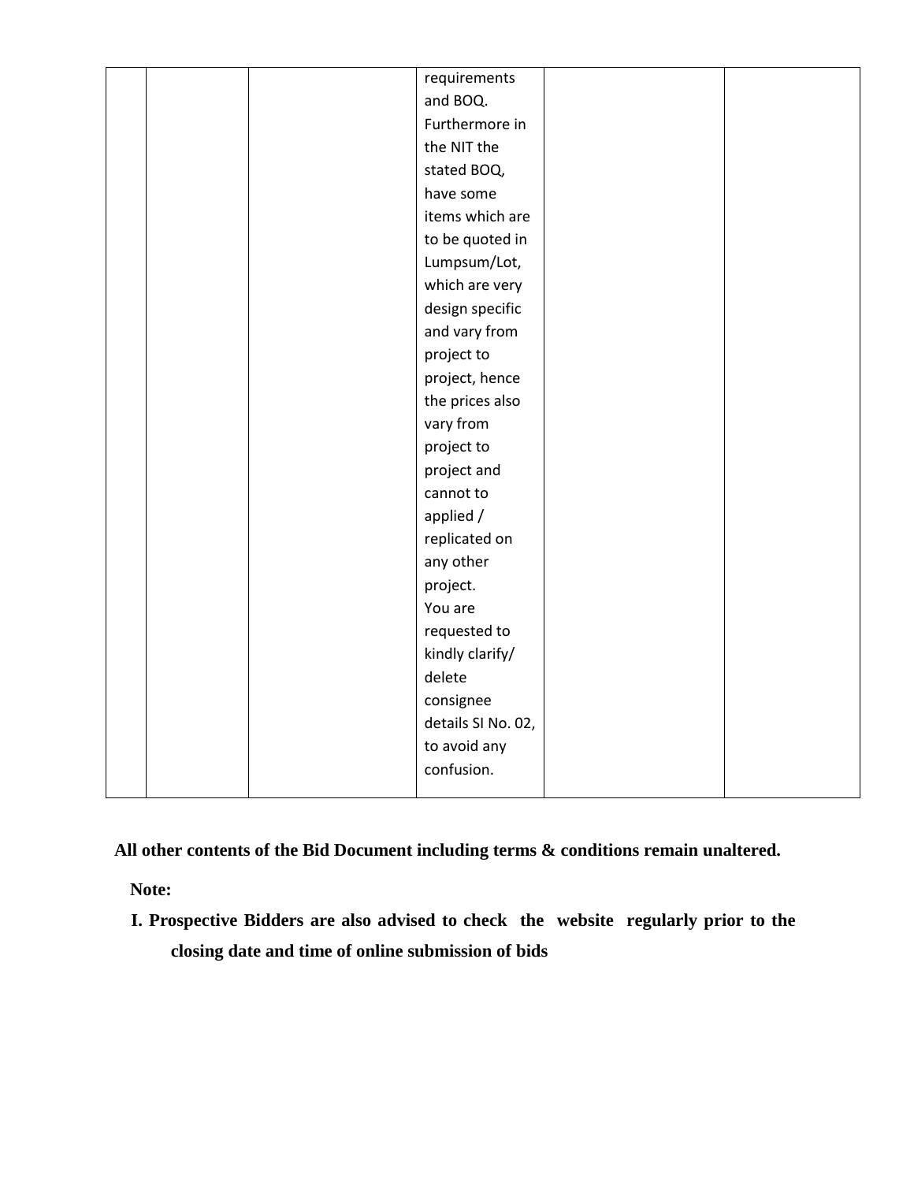| | | | | | |
|---|---|---|---|---|---|
| | | | requirements and BOQ. Furthermore in the NIT the stated BOQ, have some items which are to be quoted in Lumpsum/Lot, which are very design specific and vary from project to project, hence the prices also vary from project to project and cannot to applied / replicated on any other project. You are requested to kindly clarify/ delete consignee details SI No. 02, to avoid any confusion. | | |

**All other contents of the Bid Document including terms & conditions remain unaltered.**

**Note:**

**I. Prospective Bidders are also advised to check the website regularly prior to the closing date and time of online submission of bids**